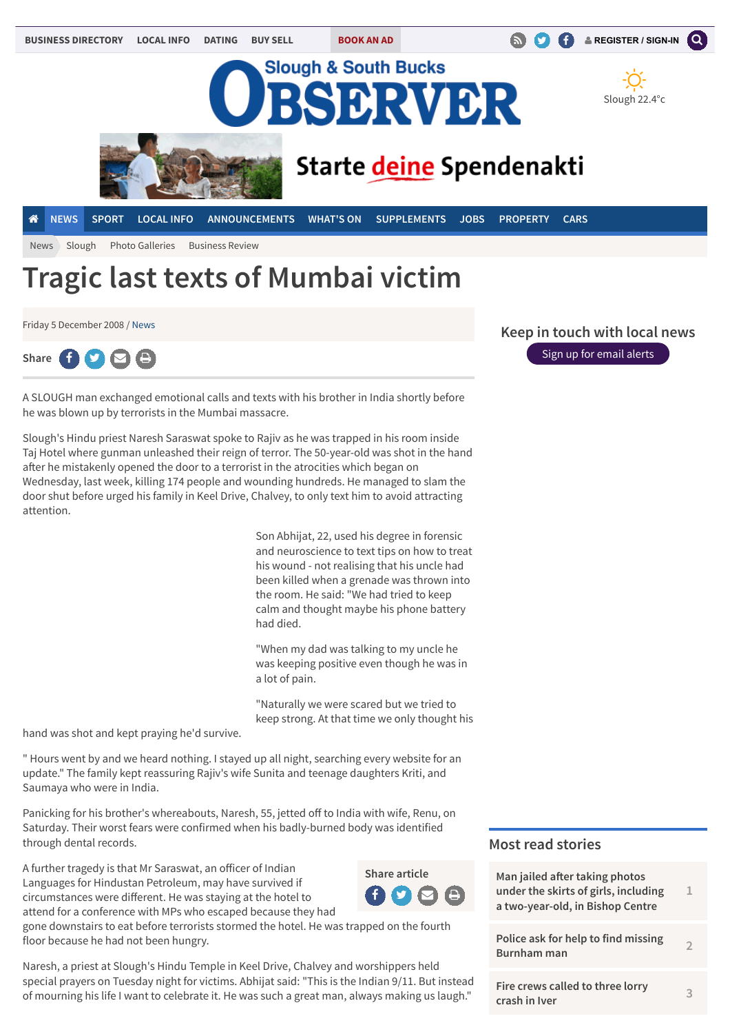# Tragic last texts of Mumbai victim

Friday 5 December 2008 / News

A SLOUGH man exchanged emotional calls and texts with his brother in India shortly before he was blown up by terrorists in the Mumbai massacre.

Slough's Hindu priest Naresh Saraswat spoke to Rajiv as he was trapped in his room inside Taj Hotel where gunman unleashed their reign of terror. The 50-year-old was shot in the hand after he mistakenly opened the door to a terrorist in the atrocities which began on Wednesday, last week, killing 174 people and wounding hundreds. He managed to slam the door shut before urged his family in Keel Drive, Chalvey, to only text him to avoid attracting attention.

Son Abhijat, 22, used his degree in forensic and neuroscience to text tips on how to treat his wound - not realising that his uncle had been killed when a grenade was thrown into the room. He said: "We had tried to keep calm and thought maybe his phone battery had died.

"When my dad was talking to my uncle he was keeping positive even though he was in a lot of pain.

"Naturally we were scared but we tried to keep strong. At that time we only thought his hand was shot and kept praying he'd survive.

" Hours went by and we heard nothing. I stayed up all night, searching every website for an update." The family kept reassuring Rajiv's wife Sunita and teenage daughters Kriti, and Saumaya who were in India.

Panicking for his brother's whereabouts, Naresh, 55, jetted off to India with wife, Renu, on Saturday. Their worst fears were confirmed when his badly-burned body was identified through dental records.

A further tragedy is that Mr Saraswat, an officer of Indian Languages for Hindustan Petroleum, may have survived if circumstances were different. He was staying at the hotel to attend for a conference with MPs who escaped because they had gone downstairs to eat before terrorists stormed the hotel. He was trapped on the fourth floor because he had not been hungry.

Naresh, a priest at Slough's Hindu Temple in Keel Drive, Chalvey and worshippers held special prayers on Tuesday night for victims. Abhijat said: "This is the Indian 9/11. But instead of mourning his life I want to celebrate it. He was such a great man, always making us laugh."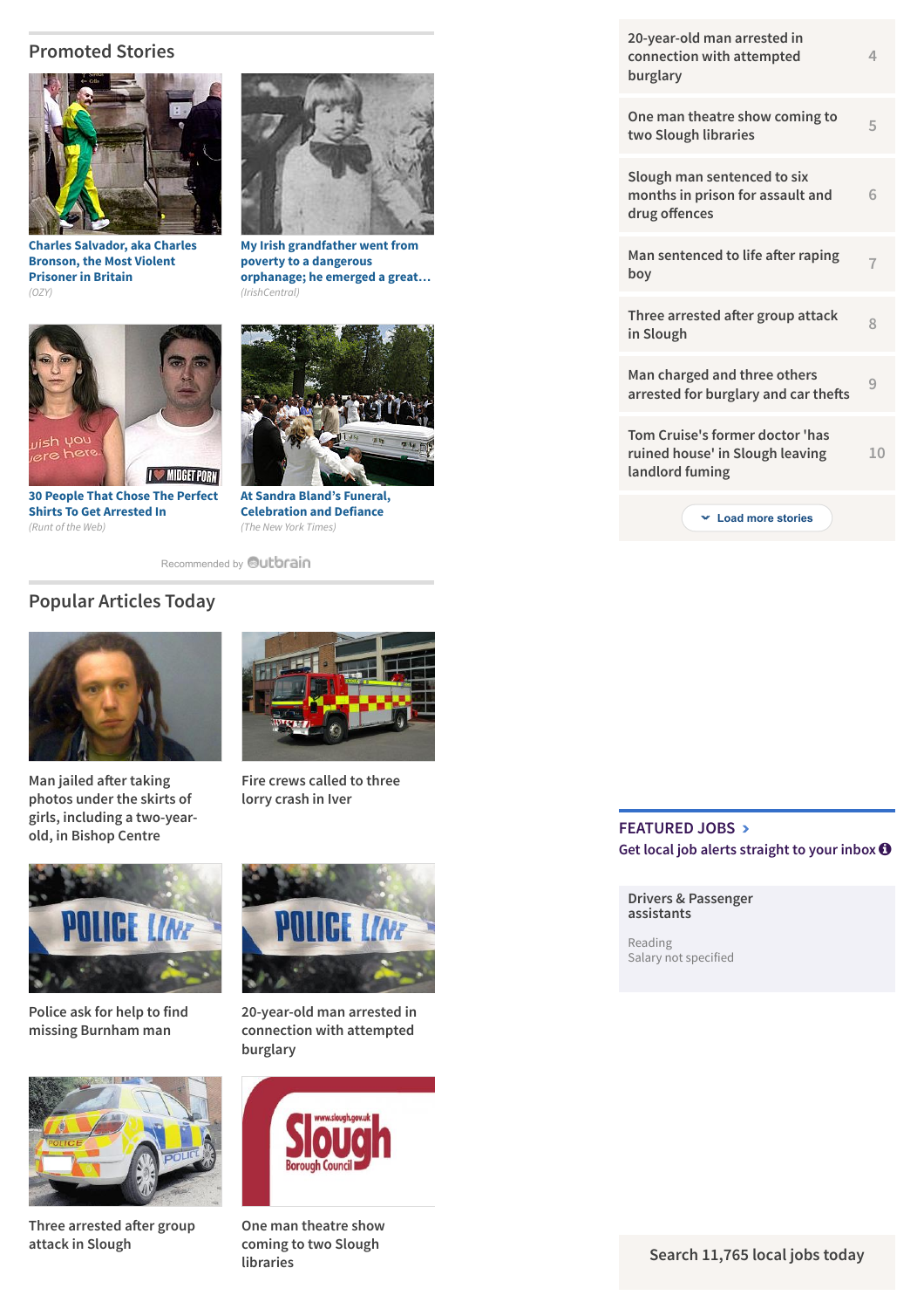## Promoted Stories

**Charles Salvador, aka Charles Bronson, the Most Violent Prisoner in Britain**
*(OZY)*

**My Irish grandfather went from poverty to a dangerous orphanage; he emerged a great…**
*(IrishCentral)*

**30 People That Chose The Perfect Shirts To Get Arrested In**
*(Runt of the Web)*

**At Sandra Bland's Funeral, Celebration and Defiance**
*(The New York Times)*

Recommended by Outbrain

## Popular Articles Today

Man jailed after taking photos under the skirts of girls, including a two-year-old, in Bishop Centre

Fire crews called to three lorry crash in Iver

Police ask for help to find missing Burnham man

20-year-old man arrested in connection with attempted burglary

Three arrested after group attack in Slough

One man theatre show coming to two Slough libraries

---

- 20-year-old man arrested in connection with attempted burglary — 4
- One man theatre show coming to two Slough libraries — 5
- Slough man sentenced to six months in prison for assault and drug offences — 6
- Man sentenced to life after raping boy — 7
- Three arrested after group attack in Slough — 8
- Man charged and three others arrested for burglary and car thefts — 9
- Tom Cruise's former doctor 'has ruined house' in Slough leaving landlord fuming — 10

Load more stories

## FEATURED JOBS >

Get local job alerts straight to your inbox

**Drivers & Passenger assistants**
Reading
Salary not specified

Search 11,765 local jobs today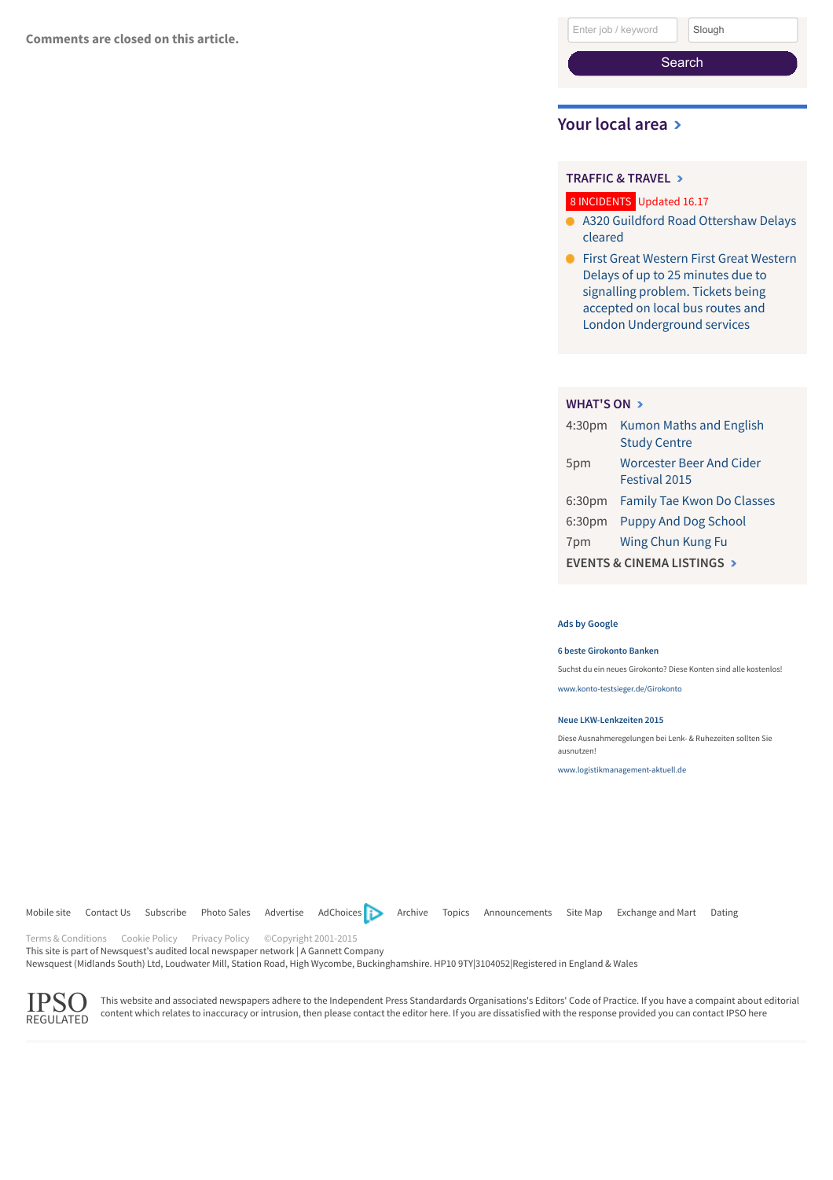Comments are closed on this article.

Enter job / keyword | Slough

Search

## Your local area

### TRAFFIC & TRAVEL

8 INCIDENTS Updated 16.17

- A320 Guildford Road Ottershaw Delays cleared
- First Great Western First Great Western Delays of up to 25 minutes due to signalling problem. Tickets being accepted on local bus routes and London Underground services

### WHAT'S ON

| | |
|---|---|
| 4:30pm | Kumon Maths and English Study Centre |
| 5pm | Worcester Beer And Cider Festival 2015 |
| 6:30pm | Family Tae Kwon Do Classes |
| 6:30pm | Puppy And Dog School |
| 7pm | Wing Chun Kung Fu |

**EVENTS & CINEMA LISTINGS**

Ads by Google

**6 beste Girokonto Banken**

Suchst du ein neues Girokonto? Diese Konten sind alle kostenlos!

www.konto-testsieger.de/Girokonto

**Neue LKW-Lenkzeiten 2015**

Diese Ausnahmeregelungen bei Lenk- & Ruhezeiten sollten Sie ausnutzen!

www.logistikmanagement-aktuell.de

Mobile site | Contact Us | Subscribe | Photo Sales | Advertise | AdChoices | Archive | Topics | Announcements | Site Map | Exchange and Mart | Dating

Terms & Conditions | Cookie Policy | Privacy Policy | ©Copyright 2001-2015

This site is part of Newsquest's audited local newspaper network | A Gannett Company

Newsquest (Midlands South) Ltd, Loudwater Mill, Station Road, High Wycombe, Buckinghamshire. HP10 9TY|3104052|Registered in England & Wales

IPSO REGULATED

This website and associated newspapers adhere to the Independent Press Standardards Organisations's Editors' Code of Practice. If you have a compaint about editorial content which relates to inaccuracy or intrusion, then please contact the editor here. If you are dissatisfied with the response provided you can contact IPSO here